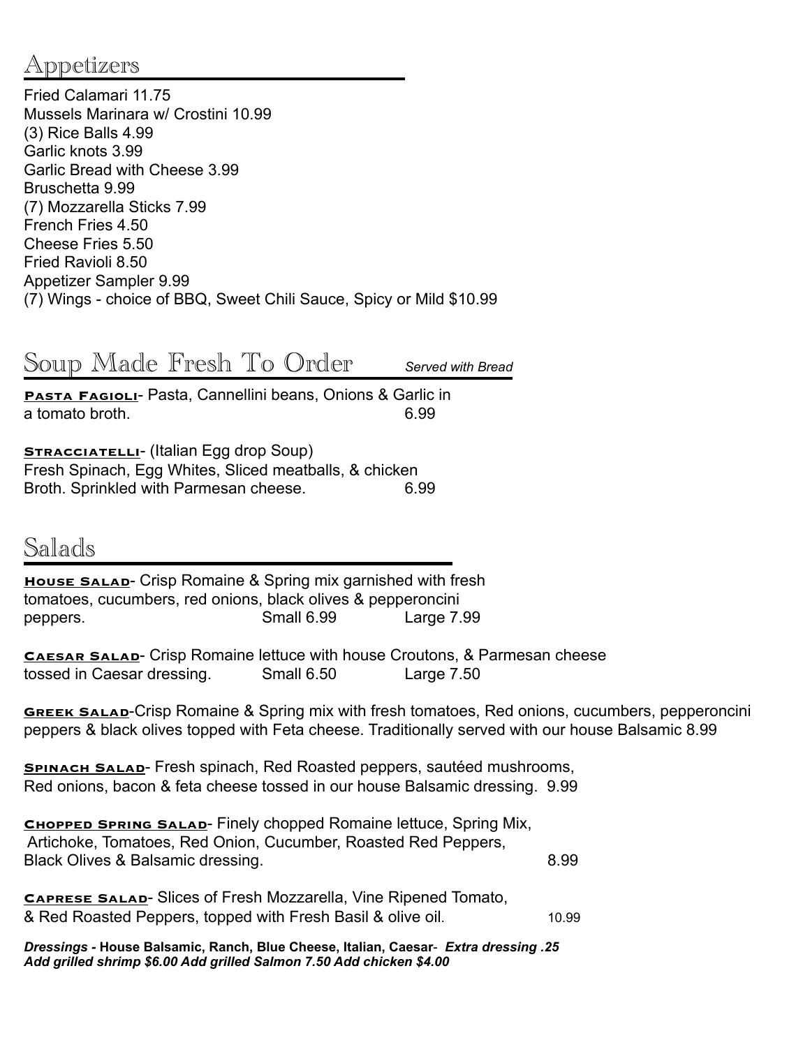## Appetizers

Fried Calamari 11.75
Mussels Marinara w/ Crostini 10.99
(3) Rice Balls 4.99
Garlic knots 3.99
Garlic Bread with Cheese 3.99
Bruschetta 9.99
(7) Mozzarella Sticks 7.99
French Fries 4.50
Cheese Fries 5.50
Fried Ravioli 8.50
Appetizer Sampler 9.99
(7) Wings - choice of BBQ, Sweet Chili Sauce, Spicy or Mild $10.99

## Soup Made Fresh To Order *Served with Bread*

**PASTA FAGIOLI**- Pasta, Cannellini beans, Onions & Garlic in a tomato broth. 6.99

**STRACCIATELLI**- (Italian Egg drop Soup)
Fresh Spinach, Egg Whites, Sliced meatballs, & chicken Broth. Sprinkled with Parmesan cheese. 6.99

## Salads

**HOUSE SALAD**- Crisp Romaine & Spring mix garnished with fresh tomatoes, cucumbers, red onions, black olives & pepperoncini peppers. Small 6.99 Large 7.99

**CAESAR SALAD**- Crisp Romaine lettuce with house Croutons, & Parmesan cheese tossed in Caesar dressing. Small 6.50 Large 7.50

**GREEK SALAD**-Crisp Romaine & Spring mix with fresh tomatoes, Red onions, cucumbers, pepperoncini peppers & black olives topped with Feta cheese. Traditionally served with our house Balsamic 8.99

**SPINACH SALAD**- Fresh spinach, Red Roasted peppers, sautéed mushrooms, Red onions, bacon & feta cheese tossed in our house Balsamic dressing. 9.99

**CHOPPED SPRING SALAD**- Finely chopped Romaine lettuce, Spring Mix, Artichoke, Tomatoes, Red Onion, Cucumber, Roasted Red Peppers, Black Olives & Balsamic dressing. 8.99

**CAPRESE SALAD**- Slices of Fresh Mozzarella, Vine Ripened Tomato, & Red Roasted Peppers, topped with Fresh Basil & olive oil. 10.99

***Dressings* - House Balsamic, Ranch, Blue Cheese, Italian, Caesar- *Extra dressing .25***
***Add grilled shrimp $6.00 Add grilled Salmon 7.50 Add chicken $4.00***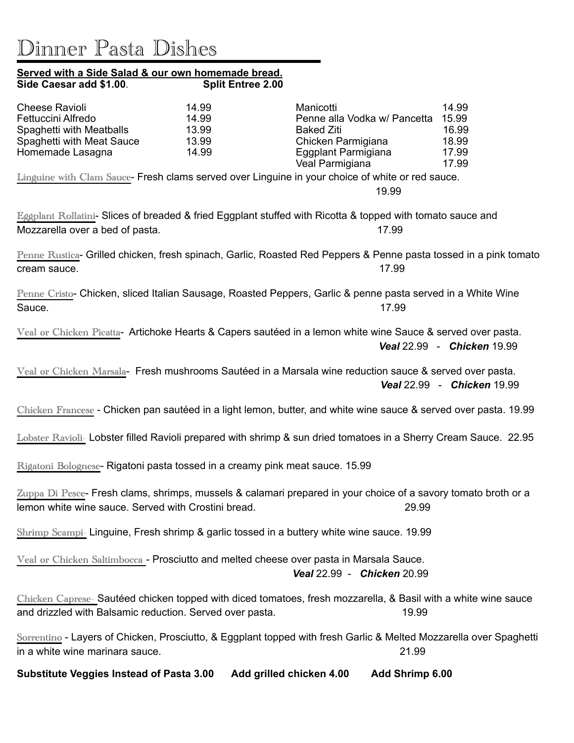# Dinner Pasta Dishes

**Served with a Side Salad & our own homemade bread.**
**Side Caesar add $1.00**. **Split Entree 2.00**

| | | | |
|---|---|---|---|
| Cheese Ravioli | 14.99 | Manicotti | 14.99 |
| Fettuccini Alfredo | 14.99 | Penne alla Vodka w/ Pancetta | 15.99 |
| Spaghetti with Meatballs | 13.99 | Baked Ziti | 16.99 |
| Spaghetti with Meat Sauce | 13.99 | Chicken Parmigiana | 18.99 |
| Homemade Lasagna | 14.99 | Eggplant Parmigiana | 17.99 |
| | | Veal Parmigiana | 17.99 |

Linguine with Clam Sauce- Fresh clams served over Linguine in your choice of white or red sauce. 19.99

Eggplant Rollatini- Slices of breaded & fried Eggplant stuffed with Ricotta & topped with tomato sauce and Mozzarella over a bed of pasta. 17.99

Penne Rustica- Grilled chicken, fresh spinach, Garlic, Roasted Red Peppers & Penne pasta tossed in a pink tomato cream sauce. 17.99

Penne Cristo- Chicken, sliced Italian Sausage, Roasted Peppers, Garlic & penne pasta served in a White Wine Sauce. 17.99

Veal or Chicken Picatta- Artichoke Hearts & Capers sautéed in a lemon white wine Sauce & served over pasta. ***Veal*** 22.99 - ***Chicken*** 19.99

Veal or Chicken Marsala- Fresh mushrooms Sautéed in a Marsala wine reduction sauce & served over pasta. ***Veal*** 22.99 - ***Chicken*** 19.99

Chicken Francese - Chicken pan sautéed in a light lemon, butter, and white wine sauce & served over pasta. 19.99

Lobster Ravioli- Lobster filled Ravioli prepared with shrimp & sun dried tomatoes in a Sherry Cream Sauce. 22.95

Rigatoni Bolognese- Rigatoni pasta tossed in a creamy pink meat sauce. 15.99

Zuppa Di Pesce- Fresh clams, shrimps, mussels & calamari prepared in your choice of a savory tomato broth or a lemon white wine sauce. Served with Crostini bread. 29.99

Shrimp Scampi- Linguine, Fresh shrimp & garlic tossed in a buttery white wine sauce. 19.99

Veal or Chicken Saltimbocca - Prosciutto and melted cheese over pasta in Marsala Sauce. ***Veal*** 22.99 - ***Chicken*** 20.99

Chicken Caprese- Sautéed chicken topped with diced tomatoes, fresh mozzarella, & Basil with a white wine sauce and drizzled with Balsamic reduction. Served over pasta. 19.99

Sorrentino - Layers of Chicken, Prosciutto, & Eggplant topped with fresh Garlic & Melted Mozzarella over Spaghetti in a white wine marinara sauce. 21.99

**Substitute Veggies Instead of Pasta 3.00** **Add grilled chicken 4.00** **Add Shrimp 6.00**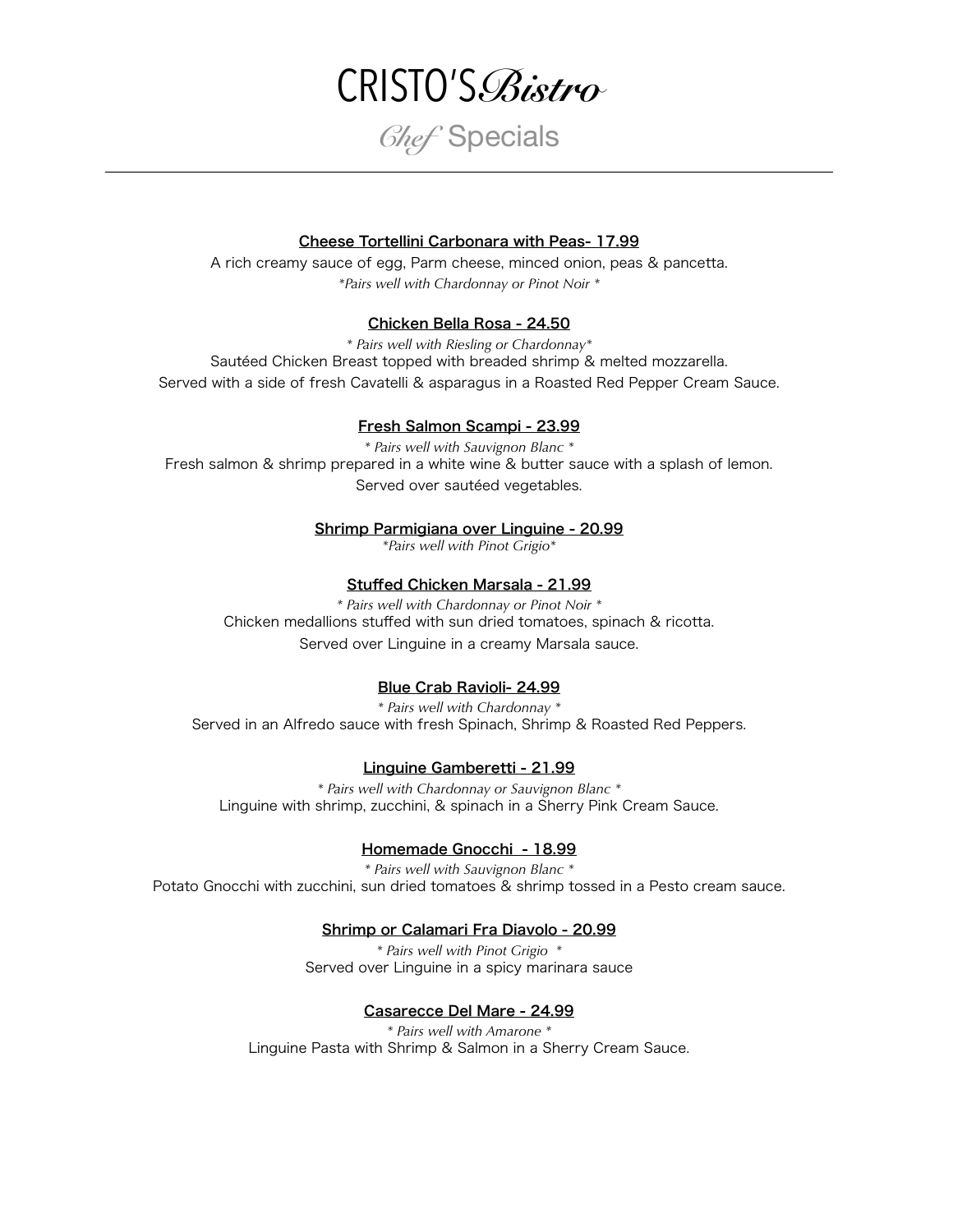# CRISTO'S *Bistro*

## *Chef* Specials

---

**Cheese Tortellini Carbonara with Peas- 17.99**

A rich creamy sauce of egg, Parm cheese, minced onion, peas & pancetta.

*\*Pairs well with Chardonnay or Pinot Noir \**

**Chicken Bella Rosa - 24.50**

*\* Pairs well with Riesling or Chardonnay\**

Sautéed Chicken Breast topped with breaded shrimp & melted mozzarella.

Served with a side of fresh Cavatelli & asparagus in a Roasted Red Pepper Cream Sauce.

**Fresh Salmon Scampi - 23.99**

*\* Pairs well with Sauvignon Blanc \**

Fresh salmon & shrimp prepared in a white wine & butter sauce with a splash of lemon.

Served over sautéed vegetables.

**Shrimp Parmigiana over Linguine - 20.99**

*\*Pairs well with Pinot Grigio\**

**Stuffed Chicken Marsala - 21.99**

*\* Pairs well with Chardonnay or Pinot Noir \**

Chicken medallions stuffed with sun dried tomatoes, spinach & ricotta.

Served over Linguine in a creamy Marsala sauce.

**Blue Crab Ravioli- 24.99**

*\* Pairs well with Chardonnay \**

Served in an Alfredo sauce with fresh Spinach, Shrimp & Roasted Red Peppers.

**Linguine Gamberetti - 21.99**

*\* Pairs well with Chardonnay or Sauvignon Blanc \**

Linguine with shrimp, zucchini, & spinach in a Sherry Pink Cream Sauce.

**Homemade Gnocchi - 18.99**

*\* Pairs well with Sauvignon Blanc \**

Potato Gnocchi with zucchini, sun dried tomatoes & shrimp tossed in a Pesto cream sauce.

**Shrimp or Calamari Fra Diavolo - 20.99**

*\* Pairs well with Pinot Grigio \**

Served over Linguine in a spicy marinara sauce

**Casarecce Del Mare - 24.99**

*\* Pairs well with Amarone \**

Linguine Pasta with Shrimp & Salmon in a Sherry Cream Sauce.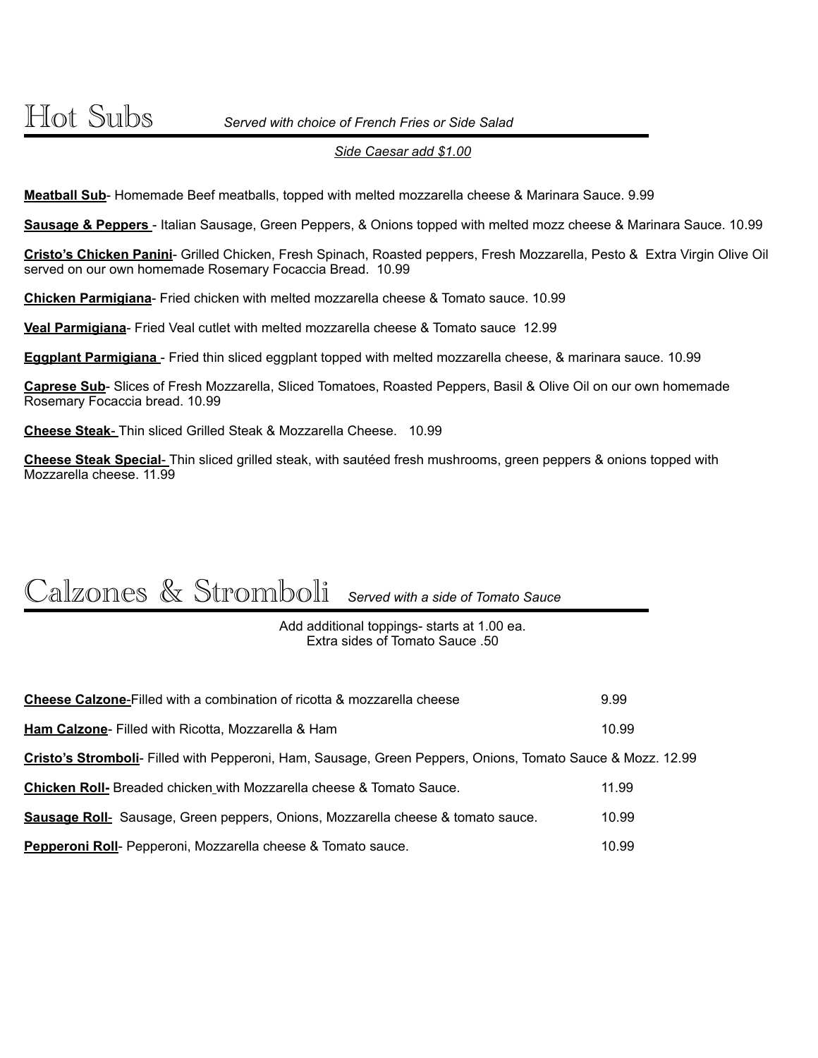# Hot Subs

*Served with choice of French Fries or Side Salad*

*Side Caesar add $1.00*

**Meatball Sub**- Homemade Beef meatballs, topped with melted mozzarella cheese & Marinara Sauce. 9.99

**Sausage & Peppers** - Italian Sausage, Green Peppers, & Onions topped with melted mozz cheese & Marinara Sauce. 10.99

**Cristo's Chicken Panini**- Grilled Chicken, Fresh Spinach, Roasted peppers, Fresh Mozzarella, Pesto & Extra Virgin Olive Oil served on our own homemade Rosemary Focaccia Bread. 10.99

**Chicken Parmigiana**- Fried chicken with melted mozzarella cheese & Tomato sauce. 10.99

**Veal Parmigiana**- Fried Veal cutlet with melted mozzarella cheese & Tomato sauce 12.99

**Eggplant Parmigiana** - Fried thin sliced eggplant topped with melted mozzarella cheese, & marinara sauce. 10.99

**Caprese Sub**- Slices of Fresh Mozzarella, Sliced Tomatoes, Roasted Peppers, Basil & Olive Oil on our own homemade Rosemary Focaccia bread. 10.99

**Cheese Steak**- Thin sliced Grilled Steak & Mozzarella Cheese. 10.99

**Cheese Steak Special**- Thin sliced grilled steak, with sautéed fresh mushrooms, green peppers & onions topped with Mozzarella cheese. 11.99

# Calzones & Stromboli

*Served with a side of Tomato Sauce*

Add additional toppings- starts at 1.00 ea.
Extra sides of Tomato Sauce .50

**Cheese Calzone**-Filled with a combination of ricotta & mozzarella cheese 9.99

**Ham Calzone**- Filled with Ricotta, Mozzarella & Ham 10.99

**Cristo's Stromboli**- Filled with Pepperoni, Ham, Sausage, Green Peppers, Onions, Tomato Sauce & Mozz. 12.99

**Chicken Roll**- Breaded chicken with Mozzarella cheese & Tomato Sauce. 11.99

**Sausage Roll**- Sausage, Green peppers, Onions, Mozzarella cheese & tomato sauce. 10.99

**Pepperoni Roll**- Pepperoni, Mozzarella cheese & Tomato sauce. 10.99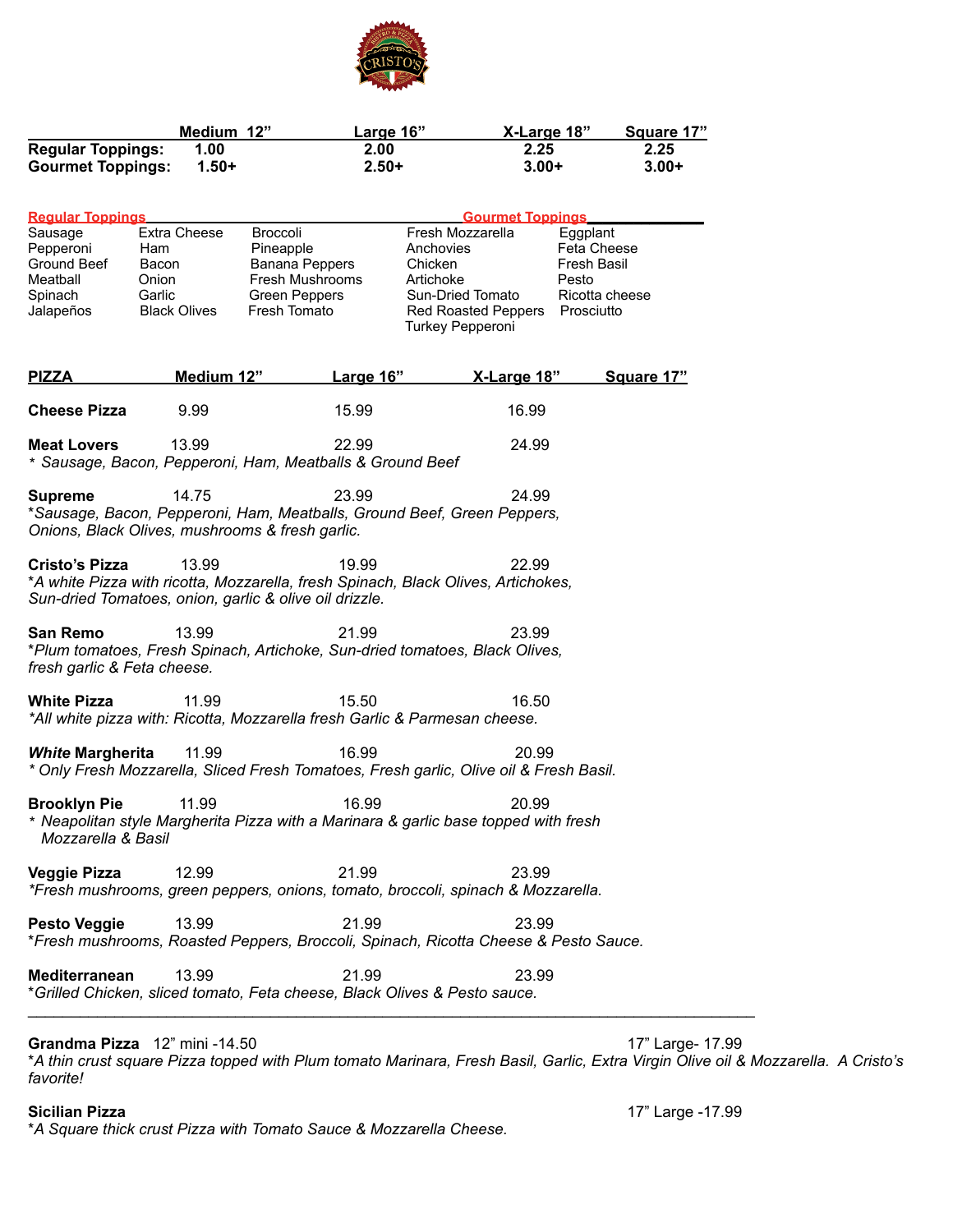| | Medium 12" | Large 16" | X-Large 18" | Square 17" |
|---|---|---|---|---|
| **Regular Toppings:** | 1.00 | 2.00 | 2.25 | 2.25 |
| **Gourmet Toppings:** | 1.50+ | 2.50+ | 3.00+ | 3.00+ |

## Regular Toppings

| | | |
|---|---|---|
| Sausage | Extra Cheese | Broccoli |
| Pepperoni | Ham | Pineapple |
| Ground Beef | Bacon | Banana Peppers |
| Meatball | Onion | Fresh Mushrooms |
| Spinach | Garlic | Green Peppers |
| Jalapeños | Black Olives | Fresh Tomato |

## Gourmet Toppings

| | |
|---|---|
| Fresh Mozzarella | Eggplant |
| Anchovies | Feta Cheese |
| Chicken | Fresh Basil |
| Artichoke | Pesto |
| Sun-Dried Tomato | Ricotta cheese |
| Red Roasted Peppers | Prosciutto |
| Turkey Pepperoni | |

## PIZZA

| PIZZA | Medium 12" | Large 16" | X-Large 18" | Square 17" |
|---|---|---|---|---|
| **Cheese Pizza** | 9.99 | 15.99 | 16.99 | |
| **Meat Lovers** | 13.99 | 22.99 | 24.99 | |
| **Supreme** | 14.75 | 23.99 | 24.99 | |
| **Cristo's Pizza** | 13.99 | 19.99 | 22.99 | |
| **San Remo** | 13.99 | 21.99 | 23.99 | |
| **White Pizza** | 11.99 | 15.50 | 16.50 | |
| ***White* Margherita** | 11.99 | 16.99 | 20.99 | |
| **Brooklyn Pie** | 11.99 | 16.99 | 20.99 | |
| **Veggie Pizza** | 12.99 | 21.99 | 23.99 | |
| **Pesto Veggie** | 13.99 | 21.99 | 23.99 | |
| **Mediterranean** | 13.99 | 21.99 | 23.99 | |

**Meat Lovers** – *\* Sausage, Bacon, Pepperoni, Ham, Meatballs & Ground Beef*

**Supreme** – *\*Sausage, Bacon, Pepperoni, Ham, Meatballs, Ground Beef, Green Peppers, Onions, Black Olives, mushrooms & fresh garlic.*

**Cristo's Pizza** – *\*A white Pizza with ricotta, Mozzarella, fresh Spinach, Black Olives, Artichokes, Sun-dried Tomatoes, onion, garlic & olive oil drizzle.*

**San Remo** – *\*Plum tomatoes, Fresh Spinach, Artichoke, Sun-dried tomatoes, Black Olives, fresh garlic & Feta cheese.*

**White Pizza** – *\*All white pizza with: Ricotta, Mozzarella fresh Garlic & Parmesan cheese.*

***White* Margherita** – *\* Only Fresh Mozzarella, Sliced Fresh Tomatoes, Fresh garlic, Olive oil & Fresh Basil.*

**Brooklyn Pie** – *\* Neapolitan style Margherita Pizza with a Marinara & garlic base topped with fresh Mozzarella & Basil*

**Veggie Pizza** – *\*Fresh mushrooms, green peppers, onions, tomato, broccoli, spinach & Mozzarella.*

**Pesto Veggie** – *\*Fresh mushrooms, Roasted Peppers, Broccoli, Spinach, Ricotta Cheese & Pesto Sauce.*

**Mediterranean** – *\*Grilled Chicken, sliced tomato, Feta cheese, Black Olives & Pesto sauce.*

---

**Grandma Pizza** 12" mini -14.50 — 17" Large- 17.99

*\*A thin crust square Pizza topped with Plum tomato Marinara, Fresh Basil, Garlic, Extra Virgin Olive oil & Mozzarella. A Cristo's favorite!*

**Sicilian Pizza** — 17" Large -17.99

*\*A Square thick crust Pizza with Tomato Sauce & Mozzarella Cheese.*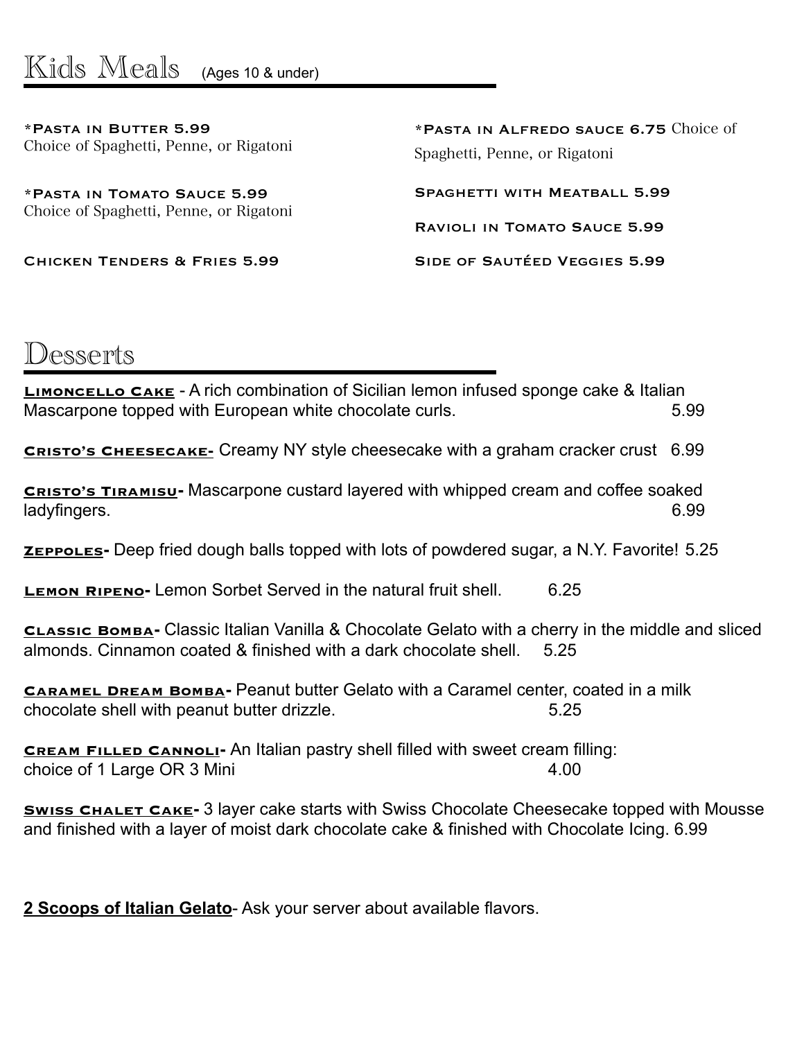## Kids Meals (Ages 10 & under)

**\*Pasta in Butter 5.99**
Choice of Spaghetti, Penne, or Rigatoni

**\*Pasta in Tomato Sauce 5.99**
Choice of Spaghetti, Penne, or Rigatoni

**Chicken Tenders & Fries 5.99**

**\*Pasta in Alfredo sauce 6.75** Choice of Spaghetti, Penne, or Rigatoni

**Spaghetti with Meatball 5.99**

**Ravioli in Tomato Sauce 5.99**

**Side of Sautéed Veggies 5.99**

## Desserts

**Limoncello Cake** - A rich combination of Sicilian lemon infused sponge cake & Italian Mascarpone topped with European white chocolate curls. 5.99

**Cristo's Cheesecake-** Creamy NY style cheesecake with a graham cracker crust 6.99

**Cristo's Tiramisu-** Mascarpone custard layered with whipped cream and coffee soaked ladyfingers. 6.99

**Zeppoles-** Deep fried dough balls topped with lots of powdered sugar, a N.Y. Favorite! 5.25

**Lemon Ripeno-** Lemon Sorbet Served in the natural fruit shell. 6.25

**Classic Bomba-** Classic Italian Vanilla & Chocolate Gelato with a cherry in the middle and sliced almonds. Cinnamon coated & finished with a dark chocolate shell. 5.25

**Caramel Dream Bomba-** Peanut butter Gelato with a Caramel center, coated in a milk chocolate shell with peanut butter drizzle. 5.25

**Cream Filled Cannoli-** An Italian pastry shell filled with sweet cream filling: choice of 1 Large OR 3 Mini 4.00

**Swiss Chalet Cake-** 3 layer cake starts with Swiss Chocolate Cheesecake topped with Mousse and finished with a layer of moist dark chocolate cake & finished with Chocolate Icing. 6.99

**2 Scoops of Italian Gelato**- Ask your server about available flavors.